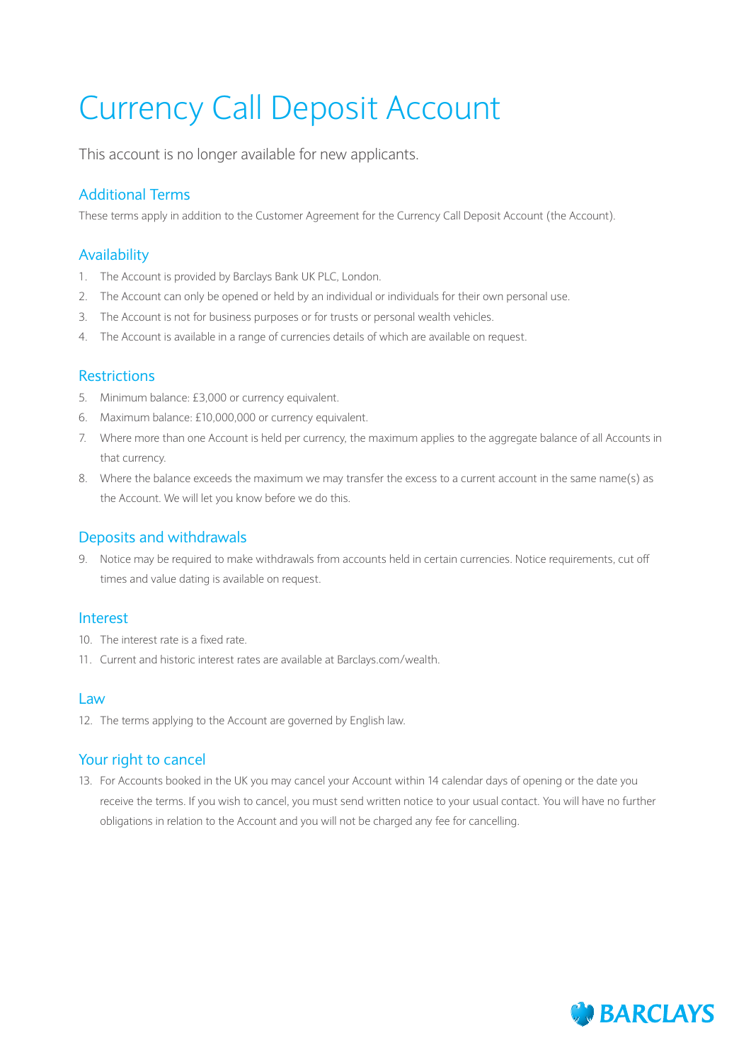# Currency Call Deposit Account

This account is no longer available for new applicants.

## Additional Terms

These terms apply in addition to the Customer Agreement for the Currency Call Deposit Account (the Account).

## Availability

1. The Account is provided by Barclays Bank UK PLC, London.
2. The Account can only be opened or held by an individual or individuals for their own personal use.
3. The Account is not for business purposes or for trusts or personal wealth vehicles.
4. The Account is available in a range of currencies details of which are available on request.

## Restrictions

5. Minimum balance: £3,000 or currency equivalent.
6. Maximum balance: £10,000,000 or currency equivalent.
7. Where more than one Account is held per currency, the maximum applies to the aggregate balance of all Accounts in that currency.
8. Where the balance exceeds the maximum we may transfer the excess to a current account in the same name(s) as the Account. We will let you know before we do this.

## Deposits and withdrawals

9. Notice may be required to make withdrawals from accounts held in certain currencies. Notice requirements, cut off times and value dating is available on request.

## Interest

10. The interest rate is a fixed rate.
11. Current and historic interest rates are available at Barclays.com/wealth.

## Law

12. The terms applying to the Account are governed by English law.

## Your right to cancel

13. For Accounts booked in the UK you may cancel your Account within 14 calendar days of opening or the date you receive the terms. If you wish to cancel, you must send written notice to your usual contact. You will have no further obligations in relation to the Account and you will not be charged any fee for cancelling.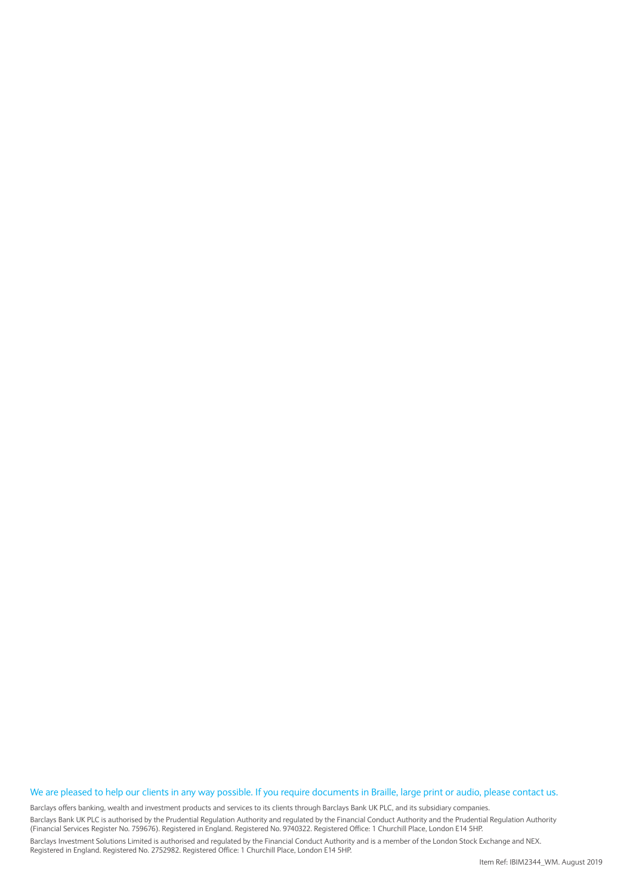We are pleased to help our clients in any way possible. If you require documents in Braille, large print or audio, please contact us.

Barclays offers banking, wealth and investment products and services to its clients through Barclays Bank UK PLC, and its subsidiary companies.

Barclays Bank UK PLC is authorised by the Prudential Regulation Authority and regulated by the Financial Conduct Authority and the Prudential Regulation Authority (Financial Services Register No. 759676). Registered in England. Registered No. 9740322. Registered Office: 1 Churchill Place, London E14 5HP.

Barclays Investment Solutions Limited is authorised and regulated by the Financial Conduct Authority and is a member of the London Stock Exchange and NEX. Registered in England. Registered No. 2752982. Registered Office: 1 Churchill Place, London E14 5HP.

Item Ref: IBIM2344_WM. August 2019